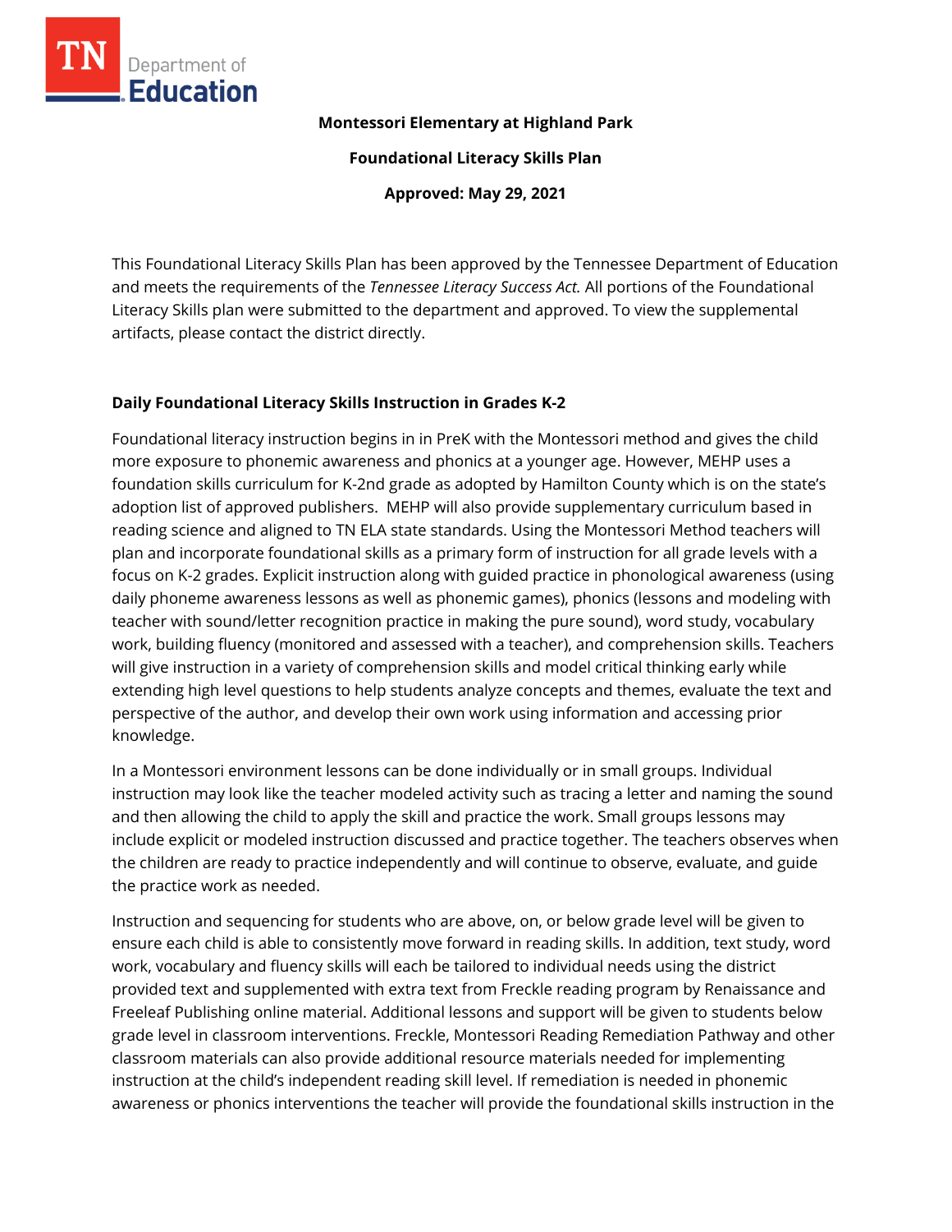**Montessori Elementary at Highland Park**

**Foundational Literacy Skills Plan**

**Approved: May 29, 2021**

This Foundational Literacy Skills Plan has been approved by the Tennessee Department of Education and meets the requirements of the *Tennessee Literacy Success Act.* All portions of the Foundational Literacy Skills plan were submitted to the department and approved. To view the supplemental artifacts, please contact the district directly.

## Daily Foundational Literacy Skills Instruction in Grades K-2

Foundational literacy instruction begins in in PreK with the Montessori method and gives the child more exposure to phonemic awareness and phonics at a younger age. However, MEHP uses a foundation skills curriculum for K-2nd grade as adopted by Hamilton County which is on the state's adoption list of approved publishers. MEHP will also provide supplementary curriculum based in reading science and aligned to TN ELA state standards. Using the Montessori Method teachers will plan and incorporate foundational skills as a primary form of instruction for all grade levels with a focus on K-2 grades. Explicit instruction along with guided practice in phonological awareness (using daily phoneme awareness lessons as well as phonemic games), phonics (lessons and modeling with teacher with sound/letter recognition practice in making the pure sound), word study, vocabulary work, building fluency (monitored and assessed with a teacher), and comprehension skills. Teachers will give instruction in a variety of comprehension skills and model critical thinking early while extending high level questions to help students analyze concepts and themes, evaluate the text and perspective of the author, and develop their own work using information and accessing prior knowledge.

In a Montessori environment lessons can be done individually or in small groups. Individual instruction may look like the teacher modeled activity such as tracing a letter and naming the sound and then allowing the child to apply the skill and practice the work. Small groups lessons may include explicit or modeled instruction discussed and practice together. The teachers observes when the children are ready to practice independently and will continue to observe, evaluate, and guide the practice work as needed.

Instruction and sequencing for students who are above, on, or below grade level will be given to ensure each child is able to consistently move forward in reading skills. In addition, text study, word work, vocabulary and fluency skills will each be tailored to individual needs using the district provided text and supplemented with extra text from Freckle reading program by Renaissance and Freeleaf Publishing online material. Additional lessons and support will be given to students below grade level in classroom interventions. Freckle, Montessori Reading Remediation Pathway and other classroom materials can also provide additional resource materials needed for implementing instruction at the child's independent reading skill level. If remediation is needed in phonemic awareness or phonics interventions the teacher will provide the foundational skills instruction in the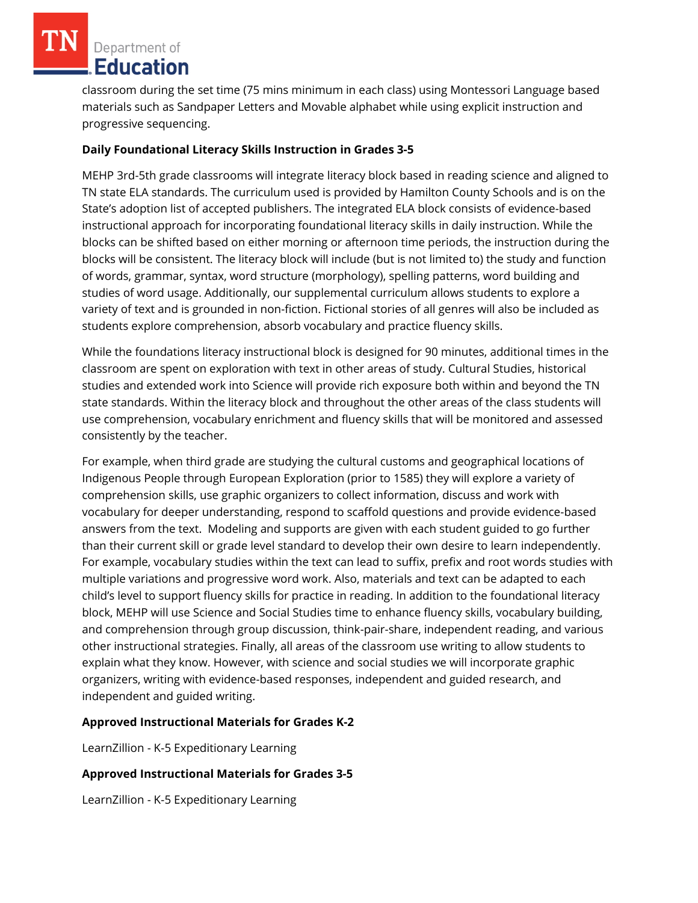classroom during the set time (75 mins minimum in each class) using Montessori Language based materials such as Sandpaper Letters and Movable alphabet while using explicit instruction and progressive sequencing.

**Daily Foundational Literacy Skills Instruction in Grades 3-5**

MEHP 3rd-5th grade classrooms will integrate literacy block based in reading science and aligned to TN state ELA standards. The curriculum used is provided by Hamilton County Schools and is on the State's adoption list of accepted publishers. The integrated ELA block consists of evidence-based instructional approach for incorporating foundational literacy skills in daily instruction. While the blocks can be shifted based on either morning or afternoon time periods, the instruction during the blocks will be consistent. The literacy block will include (but is not limited to) the study and function of words, grammar, syntax, word structure (morphology), spelling patterns, word building and studies of word usage. Additionally, our supplemental curriculum allows students to explore a variety of text and is grounded in non-fiction. Fictional stories of all genres will also be included as students explore comprehension, absorb vocabulary and practice fluency skills.

While the foundations literacy instructional block is designed for 90 minutes, additional times in the classroom are spent on exploration with text in other areas of study. Cultural Studies, historical studies and extended work into Science will provide rich exposure both within and beyond the TN state standards. Within the literacy block and throughout the other areas of the class students will use comprehension, vocabulary enrichment and fluency skills that will be monitored and assessed consistently by the teacher.

For example, when third grade are studying the cultural customs and geographical locations of Indigenous People through European Exploration (prior to 1585) they will explore a variety of comprehension skills, use graphic organizers to collect information, discuss and work with vocabulary for deeper understanding, respond to scaffold questions and provide evidence-based answers from the text. Modeling and supports are given with each student guided to go further than their current skill or grade level standard to develop their own desire to learn independently. For example, vocabulary studies within the text can lead to suffix, prefix and root words studies with multiple variations and progressive word work. Also, materials and text can be adapted to each child's level to support fluency skills for practice in reading. In addition to the foundational literacy block, MEHP will use Science and Social Studies time to enhance fluency skills, vocabulary building, and comprehension through group discussion, think-pair-share, independent reading, and various other instructional strategies. Finally, all areas of the classroom use writing to allow students to explain what they know. However, with science and social studies we will incorporate graphic organizers, writing with evidence-based responses, independent and guided research, and independent and guided writing.

**Approved Instructional Materials for Grades K-2**

LearnZillion - K-5 Expeditionary Learning

**Approved Instructional Materials for Grades 3-5**

LearnZillion - K-5 Expeditionary Learning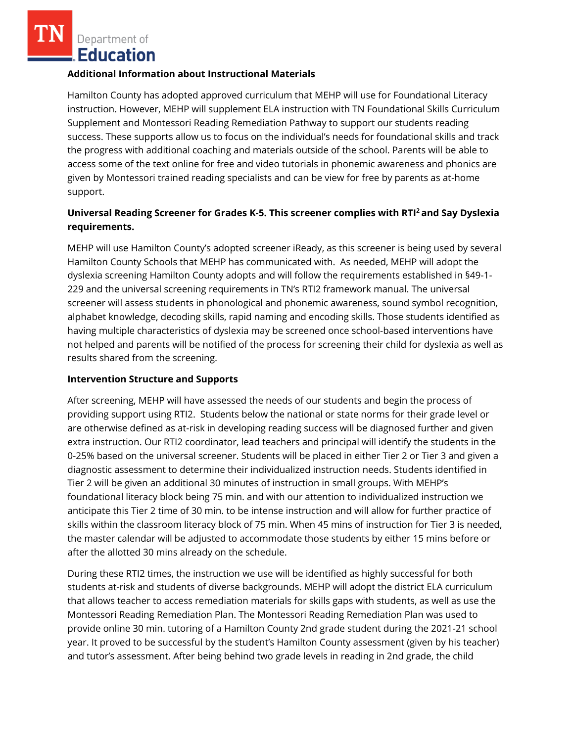**Additional Information about Instructional Materials**

Hamilton County has adopted approved curriculum that MEHP will use for Foundational Literacy instruction. However, MEHP will supplement ELA instruction with TN Foundational Skills Curriculum Supplement and Montessori Reading Remediation Pathway to support our students reading success. These supports allow us to focus on the individual's needs for foundational skills and track the progress with additional coaching and materials outside of the school. Parents will be able to access some of the text online for free and video tutorials in phonemic awareness and phonics are given by Montessori trained reading specialists and can be view for free by parents as at-home support.

**Universal Reading Screener for Grades K-5. This screener complies with RTI² and Say Dyslexia requirements.**

MEHP will use Hamilton County's adopted screener iReady, as this screener is being used by several Hamilton County Schools that MEHP has communicated with. As needed, MEHP will adopt the dyslexia screening Hamilton County adopts and will follow the requirements established in §49-1-229 and the universal screening requirements in TN's RTI2 framework manual. The universal screener will assess students in phonological and phonemic awareness, sound symbol recognition, alphabet knowledge, decoding skills, rapid naming and encoding skills. Those students identified as having multiple characteristics of dyslexia may be screened once school-based interventions have not helped and parents will be notified of the process for screening their child for dyslexia as well as results shared from the screening.

**Intervention Structure and Supports**

After screening, MEHP will have assessed the needs of our students and begin the process of providing support using RTI2. Students below the national or state norms for their grade level or are otherwise defined as at-risk in developing reading success will be diagnosed further and given extra instruction. Our RTI2 coordinator, lead teachers and principal will identify the students in the 0-25% based on the universal screener. Students will be placed in either Tier 2 or Tier 3 and given a diagnostic assessment to determine their individualized instruction needs. Students identified in Tier 2 will be given an additional 30 minutes of instruction in small groups. With MEHP's foundational literacy block being 75 min. and with our attention to individualized instruction we anticipate this Tier 2 time of 30 min. to be intense instruction and will allow for further practice of skills within the classroom literacy block of 75 min. When 45 mins of instruction for Tier 3 is needed, the master calendar will be adjusted to accommodate those students by either 15 mins before or after the allotted 30 mins already on the schedule.

During these RTI2 times, the instruction we use will be identified as highly successful for both students at-risk and students of diverse backgrounds. MEHP will adopt the district ELA curriculum that allows teacher to access remediation materials for skills gaps with students, as well as use the Montessori Reading Remediation Plan. The Montessori Reading Remediation Plan was used to provide online 30 min. tutoring of a Hamilton County 2nd grade student during the 2021-21 school year. It proved to be successful by the student's Hamilton County assessment (given by his teacher) and tutor's assessment. After being behind two grade levels in reading in 2nd grade, the child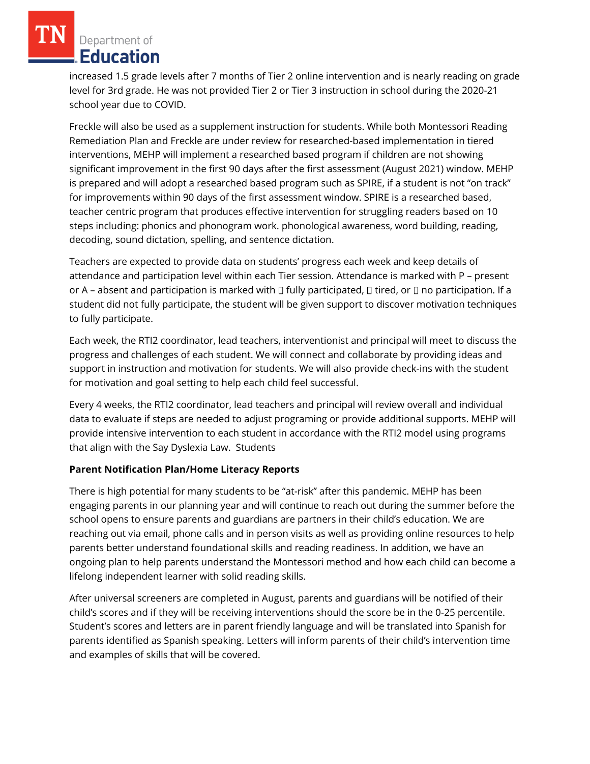increased 1.5 grade levels after 7 months of Tier 2 online intervention and is nearly reading on grade level for 3rd grade. He was not provided Tier 2 or Tier 3 instruction in school during the 2020-21 school year due to COVID.

Freckle will also be used as a supplement instruction for students. While both Montessori Reading Remediation Plan and Freckle are under review for researched-based implementation in tiered interventions, MEHP will implement a researched based program if children are not showing significant improvement in the first 90 days after the first assessment (August 2021) window. MEHP is prepared and will adopt a researched based program such as SPIRE, if a student is not "on track" for improvements within 90 days of the first assessment window. SPIRE is a researched based, teacher centric program that produces effective intervention for struggling readers based on 10 steps including: phonics and phonogram work. phonological awareness, word building, reading, decoding, sound dictation, spelling, and sentence dictation.

Teachers are expected to provide data on students' progress each week and keep details of attendance and participation level within each Tier session. Attendance is marked with P – present or A – absent and participation is marked with  fully participated,  tired, or  no participation. If a student did not fully participate, the student will be given support to discover motivation techniques to fully participate.

Each week, the RTI2 coordinator, lead teachers, interventionist and principal will meet to discuss the progress and challenges of each student. We will connect and collaborate by providing ideas and support in instruction and motivation for students. We will also provide check-ins with the student for motivation and goal setting to help each child feel successful.

Every 4 weeks, the RTI2 coordinator, lead teachers and principal will review overall and individual data to evaluate if steps are needed to adjust programing or provide additional supports. MEHP will provide intensive intervention to each student in accordance with the RTI2 model using programs that align with the Say Dyslexia Law. Students

**Parent Notification Plan/Home Literacy Reports**

There is high potential for many students to be "at-risk" after this pandemic. MEHP has been engaging parents in our planning year and will continue to reach out during the summer before the school opens to ensure parents and guardians are partners in their child's education. We are reaching out via email, phone calls and in person visits as well as providing online resources to help parents better understand foundational skills and reading readiness. In addition, we have an ongoing plan to help parents understand the Montessori method and how each child can become a lifelong independent learner with solid reading skills.

After universal screeners are completed in August, parents and guardians will be notified of their child's scores and if they will be receiving interventions should the score be in the 0-25 percentile. Student's scores and letters are in parent friendly language and will be translated into Spanish for parents identified as Spanish speaking. Letters will inform parents of their child's intervention time and examples of skills that will be covered.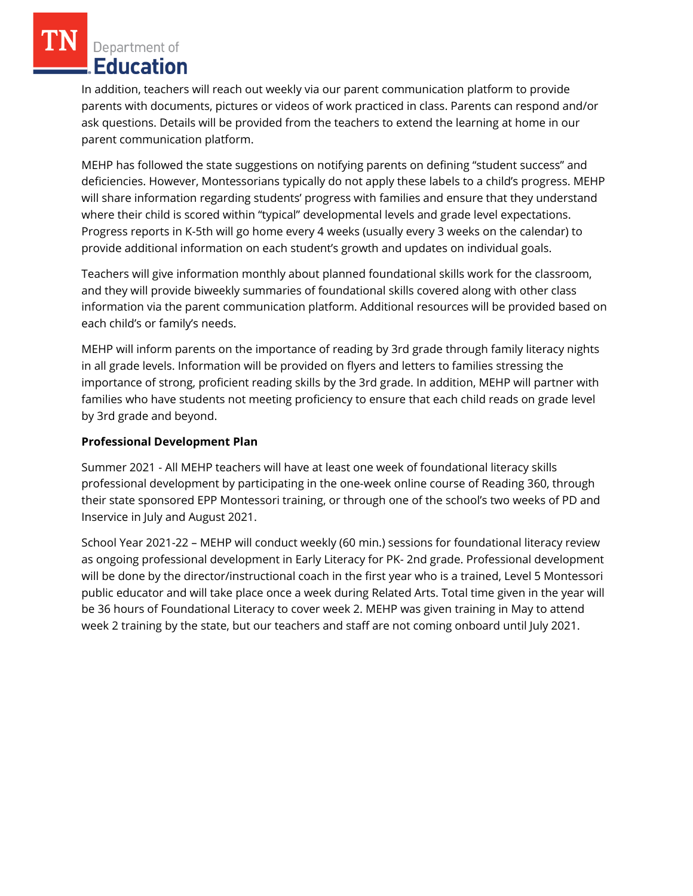In addition, teachers will reach out weekly via our parent communication platform to provide parents with documents, pictures or videos of work practiced in class. Parents can respond and/or ask questions. Details will be provided from the teachers to extend the learning at home in our parent communication platform.

MEHP has followed the state suggestions on notifying parents on defining "student success" and deficiencies. However, Montessorians typically do not apply these labels to a child's progress. MEHP will share information regarding students' progress with families and ensure that they understand where their child is scored within "typical" developmental levels and grade level expectations. Progress reports in K-5th will go home every 4 weeks (usually every 3 weeks on the calendar) to provide additional information on each student's growth and updates on individual goals.

Teachers will give information monthly about planned foundational skills work for the classroom, and they will provide biweekly summaries of foundational skills covered along with other class information via the parent communication platform. Additional resources will be provided based on each child's or family's needs.

MEHP will inform parents on the importance of reading by 3rd grade through family literacy nights in all grade levels. Information will be provided on flyers and letters to families stressing the importance of strong, proficient reading skills by the 3rd grade. In addition, MEHP will partner with families who have students not meeting proficiency to ensure that each child reads on grade level by 3rd grade and beyond.

**Professional Development Plan**

Summer 2021 - All MEHP teachers will have at least one week of foundational literacy skills professional development by participating in the one-week online course of Reading 360, through their state sponsored EPP Montessori training, or through one of the school's two weeks of PD and Inservice in July and August 2021.

School Year 2021-22 – MEHP will conduct weekly (60 min.) sessions for foundational literacy review as ongoing professional development in Early Literacy for PK- 2nd grade. Professional development will be done by the director/instructional coach in the first year who is a trained, Level 5 Montessori public educator and will take place once a week during Related Arts. Total time given in the year will be 36 hours of Foundational Literacy to cover week 2. MEHP was given training in May to attend week 2 training by the state, but our teachers and staff are not coming onboard until July 2021.